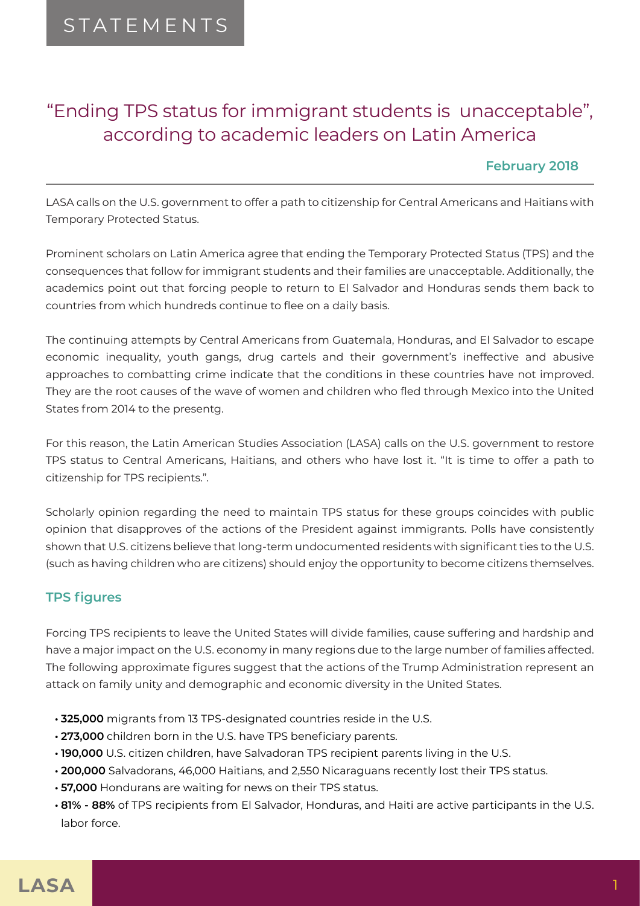STATEMENTS

# "Ending TPS status for immigrant students is unacceptable", according to academic leaders on Latin America

**February 2018**

LASA calls on the U.S. government to offer a path to citizenship for Central Americans and Haitians with Temporary Protected Status.

Prominent scholars on Latin America agree that ending the Temporary Protected Status (TPS) and the consequences that follow for immigrant students and their families are unacceptable. Additionally, the academics point out that forcing people to return to El Salvador and Honduras sends them back to countries from which hundreds continue to flee on a daily basis.

The continuing attempts by Central Americans from Guatemala, Honduras, and El Salvador to escape economic inequality, youth gangs, drug cartels and their government's ineffective and abusive approaches to combatting crime indicate that the conditions in these countries have not improved. They are the root causes of the wave of women and children who fled through Mexico into the United States from 2014 to the presentg.

For this reason, the Latin American Studies Association (LASA) calls on the U.S. government to restore TPS status to Central Americans, Haitians, and others who have lost it. "It is time to offer a path to citizenship for TPS recipients.".

Scholarly opinion regarding the need to maintain TPS status for these groups coincides with public opinion that disapproves of the actions of the President against immigrants. Polls have consistently shown that U.S. citizens believe that long-term undocumented residents with significant ties to the U.S. (such as having children who are citizens) should enjoy the opportunity to become citizens themselves.

## TPS figures

Forcing TPS recipients to leave the United States will divide families, cause suffering and hardship and have a major impact on the U.S. economy in many regions due to the large number of families affected. The following approximate figures suggest that the actions of the Trump Administration represent an attack on family unity and demographic and economic diversity in the United States.

- **325,000** migrants from 13 TPS-designated countries reside in the U.S.
- **273,000** children born in the U.S. have TPS beneficiary parents.
- **190,000** U.S. citizen children, have Salvadoran TPS recipient parents living in the U.S.
- **200,000** Salvadorans, 46,000 Haitians, and 2,550 Nicaraguans recently lost their TPS status.
- **57,000** Hondurans are waiting for news on their TPS status.
- **81% - 88%** of TPS recipients from El Salvador, Honduras, and Haiti are active participants in the U.S. labor force.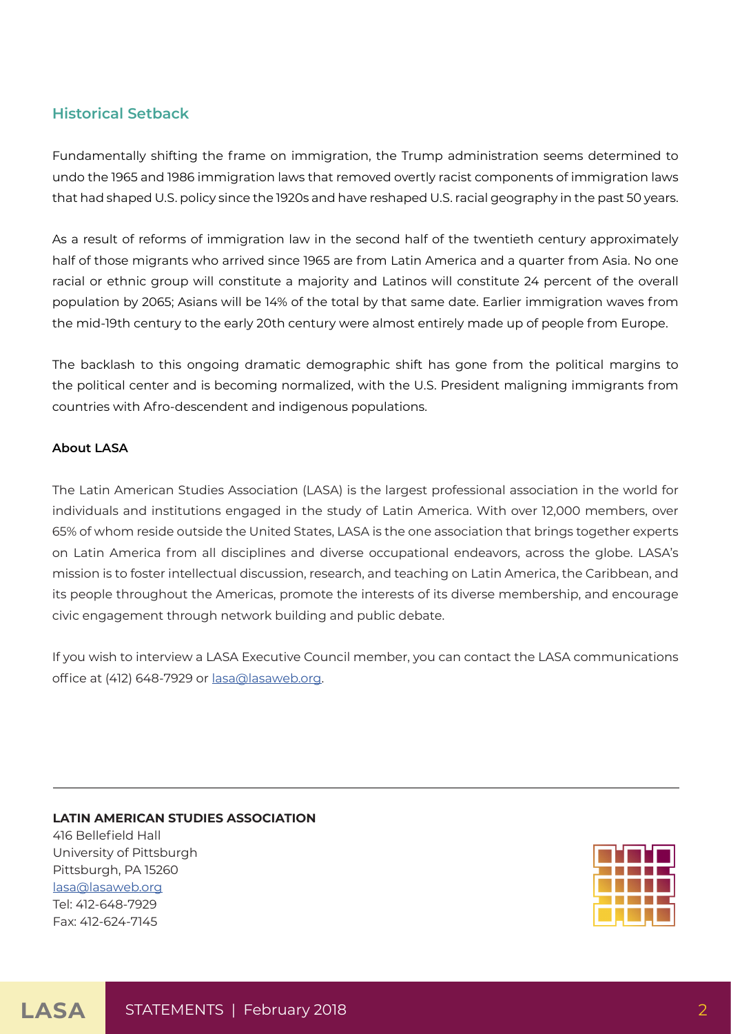## Historical Setback

Fundamentally shifting the frame on immigration, the Trump administration seems determined to undo the 1965 and 1986 immigration laws that removed overtly racist components of immigration laws that had shaped U.S. policy since the 1920s and have reshaped U.S. racial geography in the past 50 years.

As a result of reforms of immigration law in the second half of the twentieth century approximately half of those migrants who arrived since 1965 are from Latin America and a quarter from Asia. No one racial or ethnic group will constitute a majority and Latinos will constitute 24 percent of the overall population by 2065; Asians will be 14% of the total by that same date. Earlier immigration waves from the mid-19th century to the early 20th century were almost entirely made up of people from Europe.

The backlash to this ongoing dramatic demographic shift has gone from the political margins to the political center and is becoming normalized, with the U.S. President maligning immigrants from countries with Afro-descendent and indigenous populations.

**About LASA**

The Latin American Studies Association (LASA) is the largest professional association in the world for individuals and institutions engaged in the study of Latin America. With over 12,000 members, over 65% of whom reside outside the United States, LASA is the one association that brings together experts on Latin America from all disciplines and diverse occupational endeavors, across the globe. LASA's mission is to foster intellectual discussion, research, and teaching on Latin America, the Caribbean, and its people throughout the Americas, promote the interests of its diverse membership, and encourage civic engagement through network building and public debate.

If you wish to interview a LASA Executive Council member, you can contact the LASA communications office at (412) 648-7929 or lasa@lasaweb.org.

---

**LATIN AMERICAN STUDIES ASSOCIATION**
416 Bellefield Hall
University of Pittsburgh
Pittsburgh, PA 15260
lasa@lasaweb.org
Tel: 412-648-7929
Fax: 412-624-7145